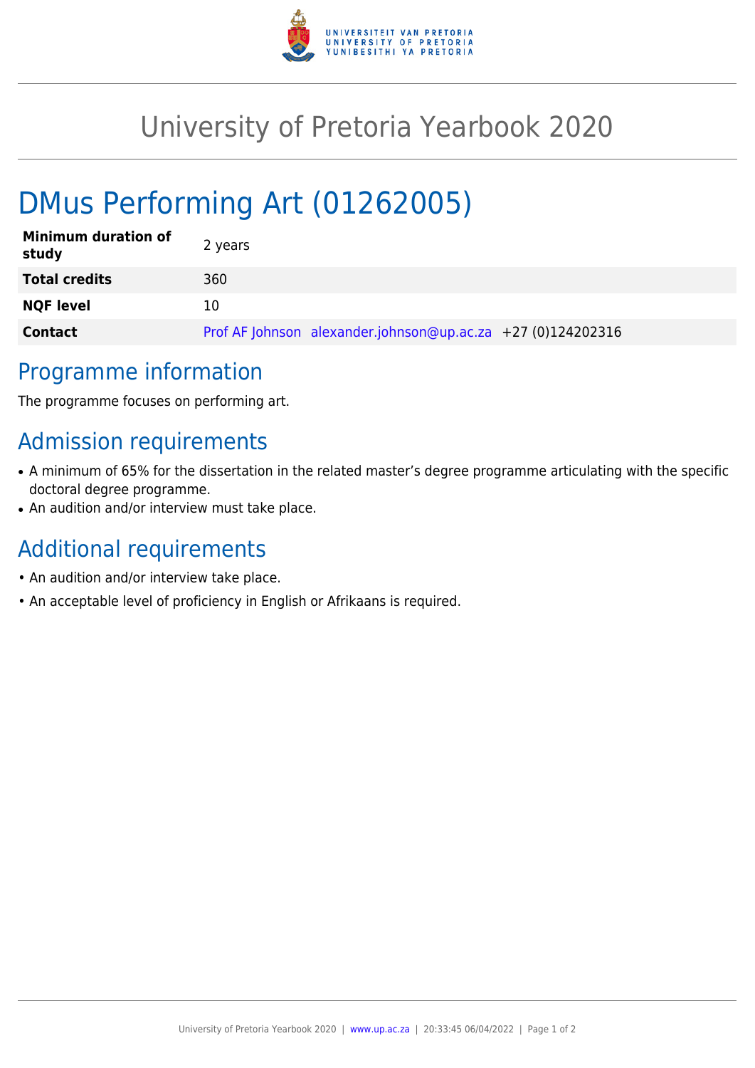# University of Pretoria Yearbook 2020

# DMus Performing Art (01262005)

| | |
|---|---|
| **Minimum duration of study** | 2 years |
| **Total credits** | 360 |
| **NQF level** | 10 |
| **Contact** | Prof AF Johnson alexander.johnson@up.ac.za +27 (0)124202316 |

## Programme information

The programme focuses on performing art.

## Admission requirements

- A minimum of 65% for the dissertation in the related master's degree programme articulating with the specific doctoral degree programme.
- An audition and/or interview must take place.

## Additional requirements

- An audition and/or interview take place.
- An acceptable level of proficiency in English or Afrikaans is required.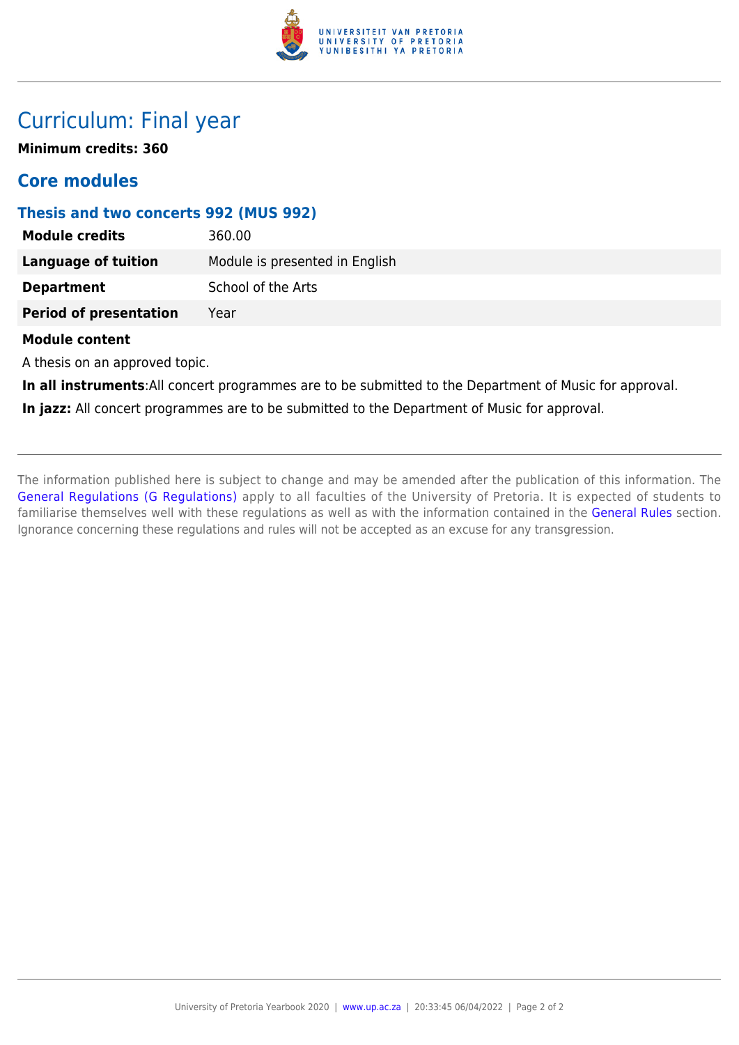# Curriculum: Final year

**Minimum credits: 360**

## Core modules

### Thesis and two concerts 992 (MUS 992)

| | |
|---|---|
| **Module credits** | 360.00 |
| **Language of tuition** | Module is presented in English |
| **Department** | School of the Arts |
| **Period of presentation** | Year |

**Module content**

A thesis on an approved topic.

**In all instruments**:All concert programmes are to be submitted to the Department of Music for approval.

**In jazz:** All concert programmes are to be submitted to the Department of Music for approval.

The information published here is subject to change and may be amended after the publication of this information. The General Regulations (G Regulations) apply to all faculties of the University of Pretoria. It is expected of students to familiarise themselves well with these regulations as well as with the information contained in the General Rules section. Ignorance concerning these regulations and rules will not be accepted as an excuse for any transgression.